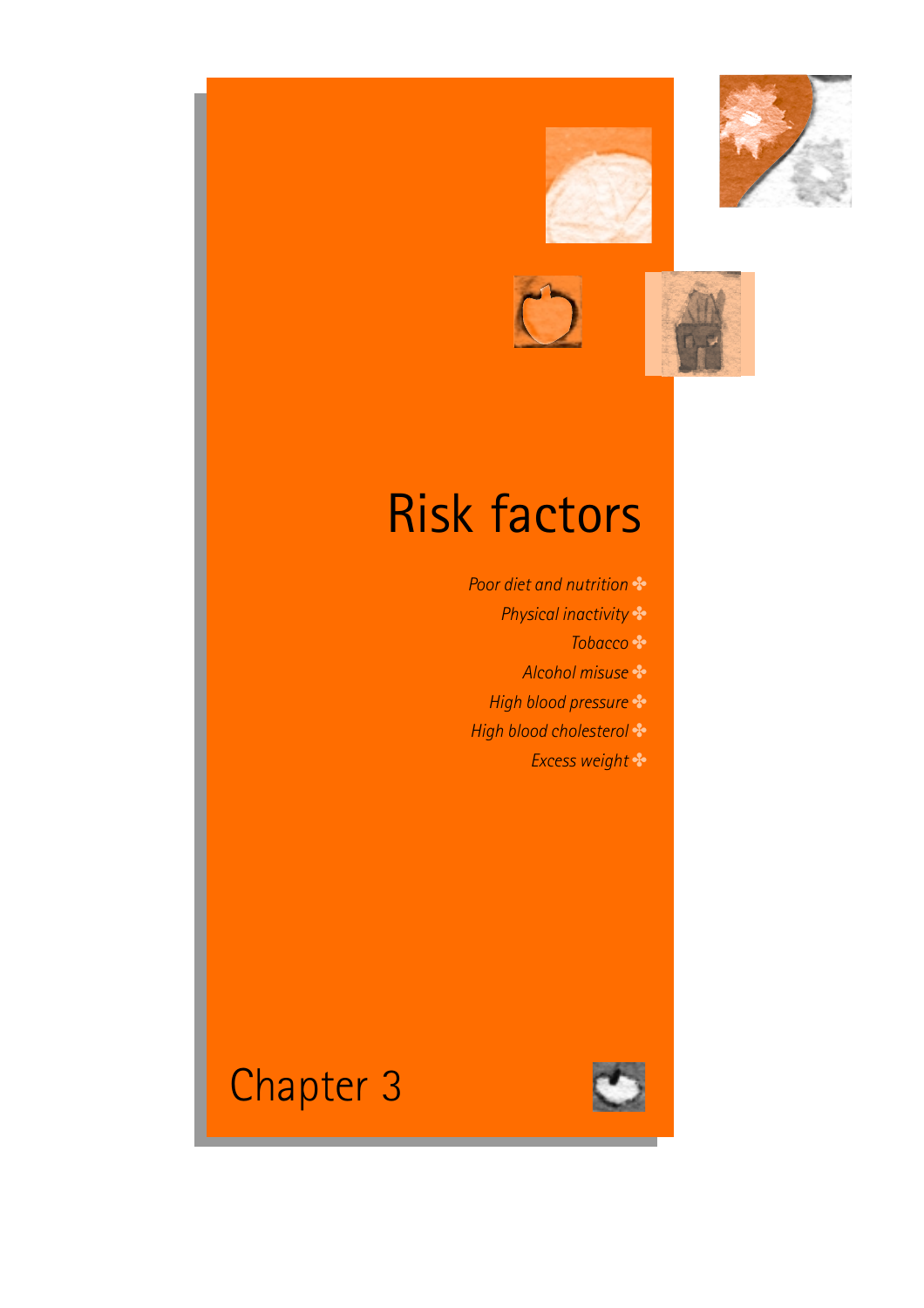# Risk factors

*Poor diet and nutrition*

*Physical inactivity*

*Tobacco*

*Alcohol misuse*

*High blood pressure*

*High blood cholesterol*

*Excess weight*

Chapter 3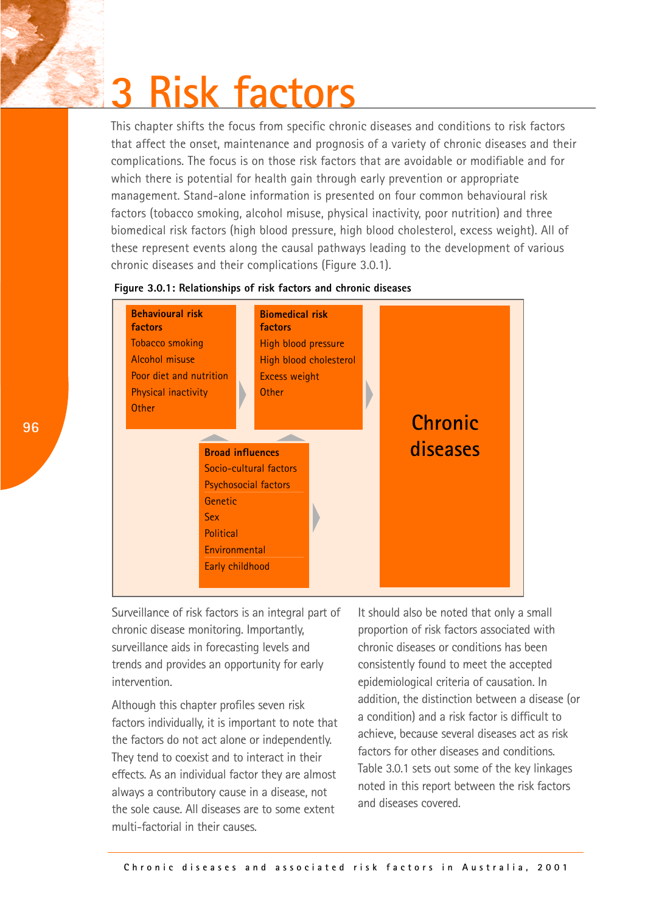# 3 Risk factors

This chapter shifts the focus from specific chronic diseases and conditions to risk factors that affect the onset, maintenance and prognosis of a variety of chronic diseases and their complications. The focus is on those risk factors that are avoidable or modifiable and for which there is potential for health gain through early prevention or appropriate management. Stand-alone information is presented on four common behavioural risk factors (tobacco smoking, alcohol misuse, physical inactivity, poor nutrition) and three biomedical risk factors (high blood pressure, high blood cholesterol, excess weight). All of these represent events along the causal pathways leading to the development of various chronic diseases and their complications (Figure 3.0.1).

**Figure 3.0.1: Relationships of risk factors and chronic diseases**

**Behavioural risk factors**
- Tobacco smoking
- Alcohol misuse
- Poor diet and nutrition
- Physical inactivity
- Other

**Biomedical risk factors**
- High blood pressure
- High blood cholesterol
- Excess weight
- Other

**Broad influences**
- Socio-cultural factors
- Psychosocial factors
- Genetic
- Sex
- Political
- Environmental
- Early childhood

**Chronic diseases**

Surveillance of risk factors is an integral part of chronic disease monitoring. Importantly, surveillance aids in forecasting levels and trends and provides an opportunity for early intervention.

Although this chapter profiles seven risk factors individually, it is important to note that the factors do not act alone or independently. They tend to coexist and to interact in their effects. As an individual factor they are almost always a contributory cause in a disease, not the sole cause. All diseases are to some extent multi-factorial in their causes.

It should also be noted that only a small proportion of risk factors associated with chronic diseases or conditions has been consistently found to meet the accepted epidemiological criteria of causation. In addition, the distinction between a disease (or a condition) and a risk factor is difficult to achieve, because several diseases act as risk factors for other diseases and conditions. Table 3.0.1 sets out some of the key linkages noted in this report between the risk factors and diseases covered.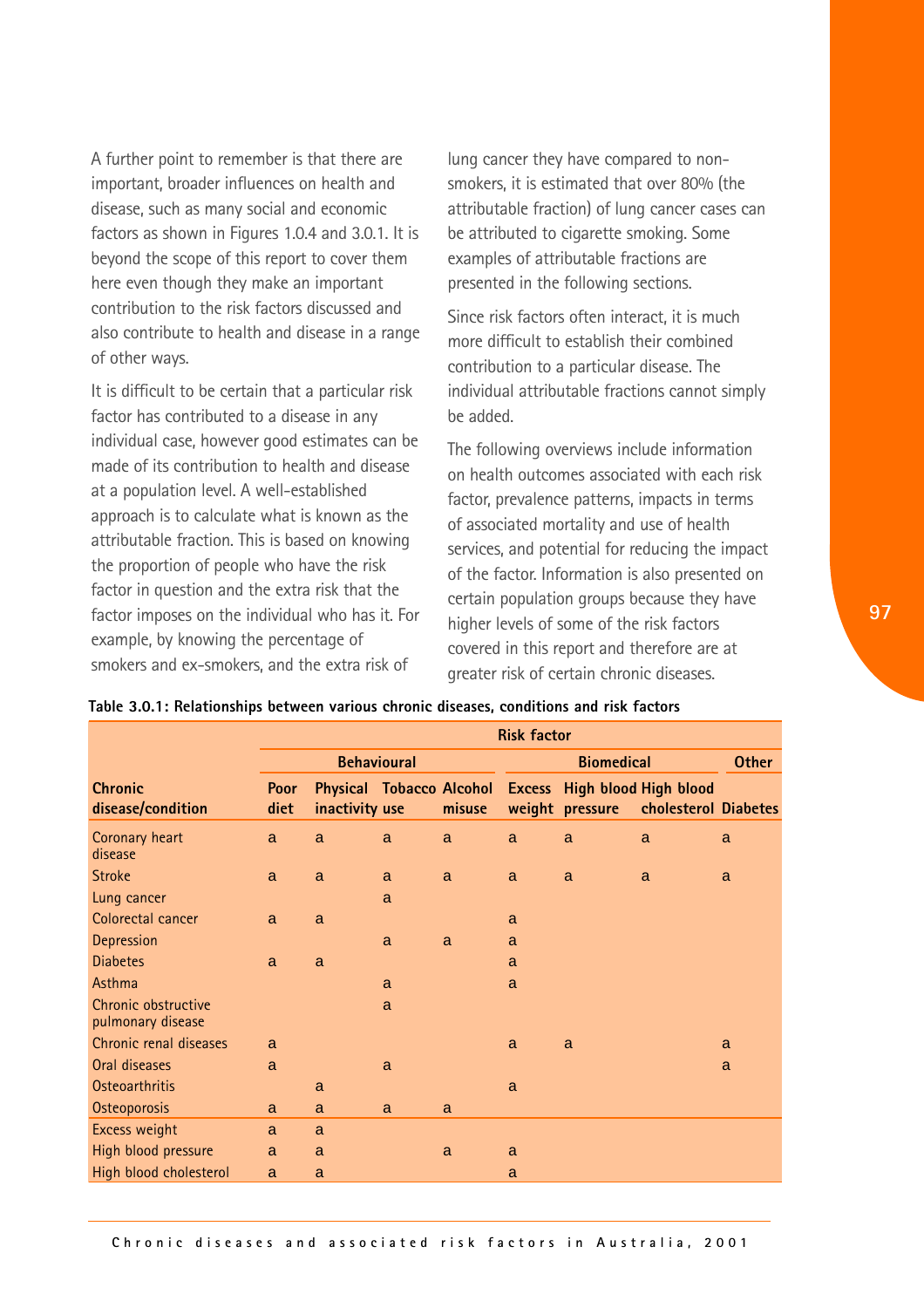A further point to remember is that there are important, broader influences on health and disease, such as many social and economic factors as shown in Figures 1.0.4 and 3.0.1. It is beyond the scope of this report to cover them here even though they make an important contribution to the risk factors discussed and also contribute to health and disease in a range of other ways.

It is difficult to be certain that a particular risk factor has contributed to a disease in any individual case, however good estimates can be made of its contribution to health and disease at a population level. A well-established approach is to calculate what is known as the attributable fraction. This is based on knowing the proportion of people who have the risk factor in question and the extra risk that the factor imposes on the individual who has it. For example, by knowing the percentage of smokers and ex-smokers, and the extra risk of lung cancer they have compared to non-smokers, it is estimated that over 80% (the attributable fraction) of lung cancer cases can be attributed to cigarette smoking. Some examples of attributable fractions are presented in the following sections.

Since risk factors often interact, it is much more difficult to establish their combined contribution to a particular disease. The individual attributable fractions cannot simply be added.

The following overviews include information on health outcomes associated with each risk factor, prevalence patterns, impacts in terms of associated mortality and use of health services, and potential for reducing the impact of the factor. Information is also presented on certain population groups because they have higher levels of some of the risk factors covered in this report and therefore are at greater risk of certain chronic diseases.

**Table 3.0.1: Relationships between various chronic diseases, conditions and risk factors**

| | Risk factor | | | | | | | |
|---|---|---|---|---|---|---|---|---|
| | Behavioural | | | | Biomedical | | | Other |
| **Chronic disease/condition** | **Poor diet** | **Physical inactivity** | **Tobacco use** | **Alcohol misuse** | **Excess weight** | **High blood pressure** | **High blood cholesterol** | **Diabetes** |
| Coronary heart disease | a | a | a | a | a | a | a | a |
| Stroke | a | a | a | a | a | a | a | a |
| Lung cancer | | | a | | | | | |
| Colorectal cancer | a | a | | | a | | | |
| Depression | | | a | a | a | | | |
| Diabetes | a | a | | | a | | | |
| Asthma | | | a | | a | | | |
| Chronic obstructive pulmonary disease | | | a | | | | | |
| Chronic renal diseases | a | | | | a | a | | a |
| Oral diseases | a | | a | | | | | a |
| Osteoarthritis | | a | | | a | | | |
| Osteoporosis | a | a | a | a | | | | |
| Excess weight | a | a | | | | | | |
| High blood pressure | a | a | | a | a | | | |
| High blood cholesterol | a | a | | | a | | | |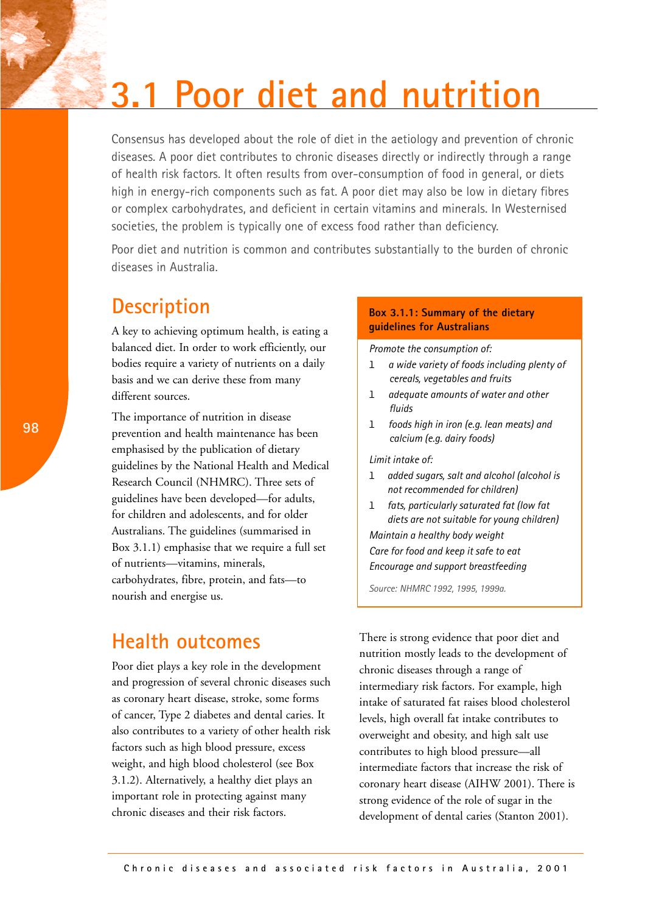# 3.1 Poor diet and nutrition

Consensus has developed about the role of diet in the aetiology and prevention of chronic diseases. A poor diet contributes to chronic diseases directly or indirectly through a range of health risk factors. It often results from over-consumption of food in general, or diets high in energy-rich components such as fat. A poor diet may also be low in dietary fibres or complex carbohydrates, and deficient in certain vitamins and minerals. In Westernised societies, the problem is typically one of excess food rather than deficiency.

Poor diet and nutrition is common and contributes substantially to the burden of chronic diseases in Australia.

## Description

A key to achieving optimum health, is eating a balanced diet. In order to work efficiently, our bodies require a variety of nutrients on a daily basis and we can derive these from many different sources.

The importance of nutrition in disease prevention and health maintenance has been emphasised by the publication of dietary guidelines by the National Health and Medical Research Council (NHMRC). Three sets of guidelines have been developed—for adults, for children and adolescents, and for older Australians. The guidelines (summarised in Box 3.1.1) emphasise that we require a full set of nutrients—vitamins, minerals, carbohydrates, fibre, protein, and fats—to nourish and energise us.

**Box 3.1.1: Summary of the dietary guidelines for Australians**

*Promote the consumption of:*

- *a wide variety of foods including plenty of cereals, vegetables and fruits*
- *adequate amounts of water and other fluids*
- *foods high in iron (e.g. lean meats) and calcium (e.g. dairy foods)*

*Limit intake of:*

- *added sugars, salt and alcohol (alcohol is not recommended for children)*
- *fats, particularly saturated fat (low fat diets are not suitable for young children)*

*Maintain a healthy body weight*

*Care for food and keep it safe to eat*

*Encourage and support breastfeeding*

*Source: NHMRC 1992, 1995, 1999a.*

## Health outcomes

Poor diet plays a key role in the development and progression of several chronic diseases such as coronary heart disease, stroke, some forms of cancer, Type 2 diabetes and dental caries. It also contributes to a variety of other health risk factors such as high blood pressure, excess weight, and high blood cholesterol (see Box 3.1.2). Alternatively, a healthy diet plays an important role in protecting against many chronic diseases and their risk factors.

There is strong evidence that poor diet and nutrition mostly leads to the development of chronic diseases through a range of intermediary risk factors. For example, high intake of saturated fat raises blood cholesterol levels, high overall fat intake contributes to overweight and obesity, and high salt use contributes to high blood pressure—all intermediate factors that increase the risk of coronary heart disease (AIHW 2001). There is strong evidence of the role of sugar in the development of dental caries (Stanton 2001).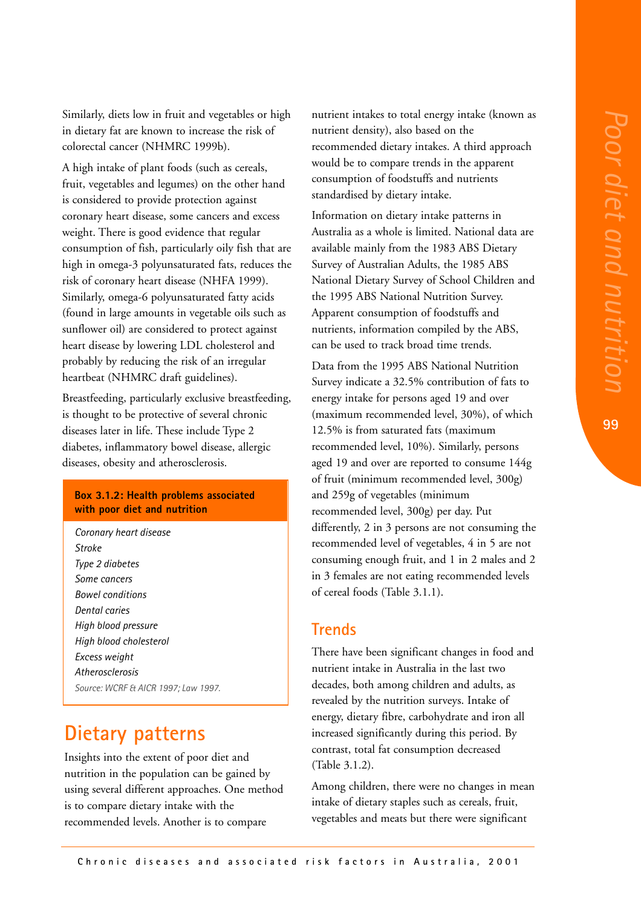Similarly, diets low in fruit and vegetables or high in dietary fat are known to increase the risk of colorectal cancer (NHMRC 1999b).

A high intake of plant foods (such as cereals, fruit, vegetables and legumes) on the other hand is considered to provide protection against coronary heart disease, some cancers and excess weight. There is good evidence that regular consumption of fish, particularly oily fish that are high in omega-3 polyunsaturated fats, reduces the risk of coronary heart disease (NHFA 1999). Similarly, omega-6 polyunsaturated fatty acids (found in large amounts in vegetable oils such as sunflower oil) are considered to protect against heart disease by lowering LDL cholesterol and probably by reducing the risk of an irregular heartbeat (NHMRC draft guidelines).

Breastfeeding, particularly exclusive breastfeeding, is thought to be protective of several chronic diseases later in life. These include Type 2 diabetes, inflammatory bowel disease, allergic diseases, obesity and atherosclerosis.

**Box 3.1.2: Health problems associated with poor diet and nutrition**

*Coronary heart disease*
*Stroke*
*Type 2 diabetes*
*Some cancers*
*Bowel conditions*
*Dental caries*
*High blood pressure*
*High blood cholesterol*
*Excess weight*
*Atherosclerosis*

*Source: WCRF & AICR 1997; Law 1997.*

## Dietary patterns

Insights into the extent of poor diet and nutrition in the population can be gained by using several different approaches. One method is to compare dietary intake with the recommended levels. Another is to compare nutrient intakes to total energy intake (known as nutrient density), also based on the recommended dietary intakes. A third approach would be to compare trends in the apparent consumption of foodstuffs and nutrients standardised by dietary intake.

Information on dietary intake patterns in Australia as a whole is limited. National data are available mainly from the 1983 ABS Dietary Survey of Australian Adults, the 1985 ABS National Dietary Survey of School Children and the 1995 ABS National Nutrition Survey. Apparent consumption of foodstuffs and nutrients, information compiled by the ABS, can be used to track broad time trends.

Data from the 1995 ABS National Nutrition Survey indicate a 32.5% contribution of fats to energy intake for persons aged 19 and over (maximum recommended level, 30%), of which 12.5% is from saturated fats (maximum recommended level, 10%). Similarly, persons aged 19 and over are reported to consume 144g of fruit (minimum recommended level, 300g) and 259g of vegetables (minimum recommended level, 300g) per day. Put differently, 2 in 3 persons are not consuming the recommended level of vegetables, 4 in 5 are not consuming enough fruit, and 1 in 2 males and 2 in 3 females are not eating recommended levels of cereal foods (Table 3.1.1).

### Trends

There have been significant changes in food and nutrient intake in Australia in the last two decades, both among children and adults, as revealed by the nutrition surveys. Intake of energy, dietary fibre, carbohydrate and iron all increased significantly during this period. By contrast, total fat consumption decreased (Table 3.1.2).

Among children, there were no changes in mean intake of dietary staples such as cereals, fruit, vegetables and meats but there were significant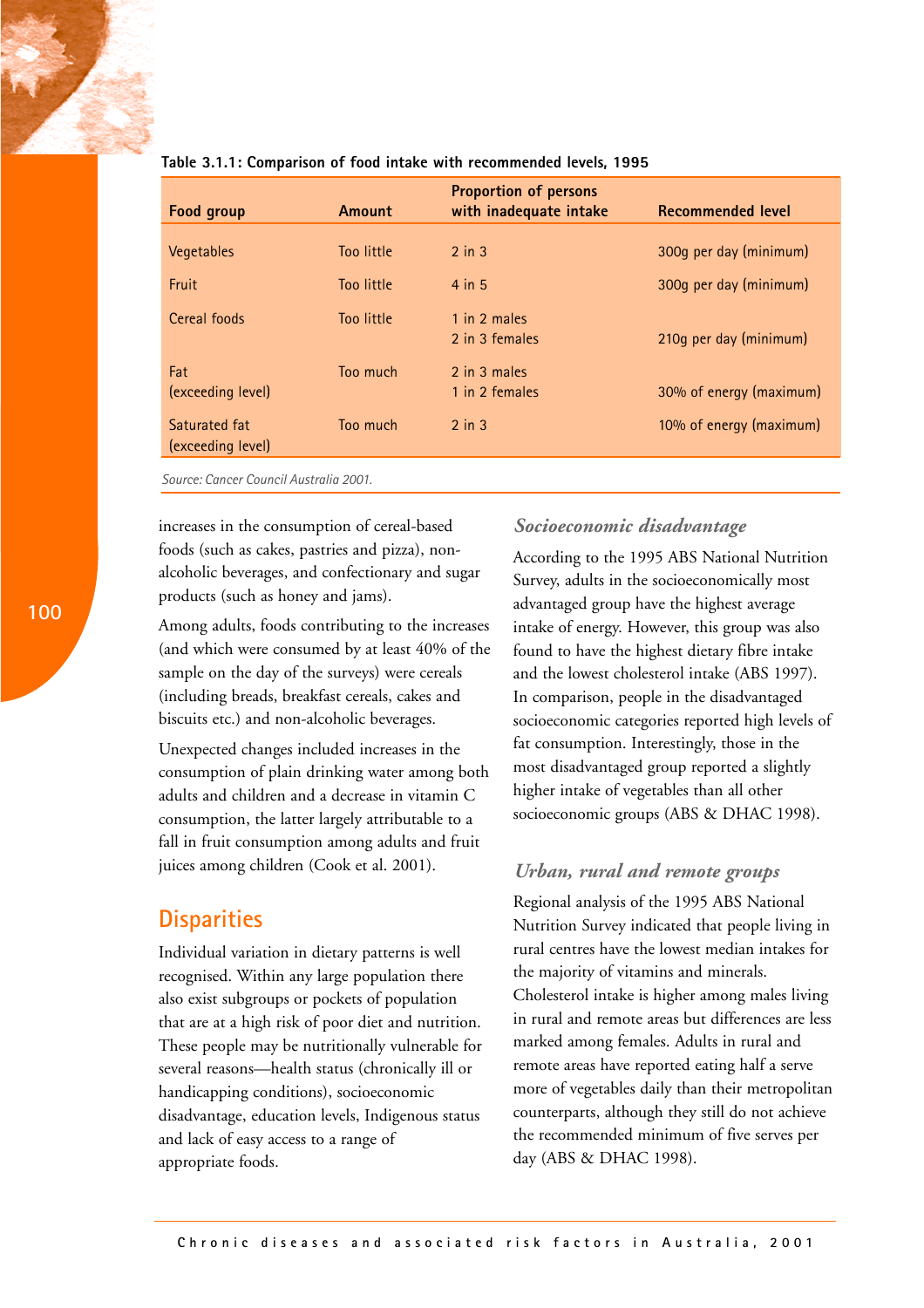Table 3.1.1: Comparison of food intake with recommended levels, 1995

| Food group | Amount | Proportion of persons with inadequate intake | Recommended level |
|---|---|---|---|
| Vegetables | Too little | 2 in 3 | 300g per day (minimum) |
| Fruit | Too little | 4 in 5 | 300g per day (minimum) |
| Cereal foods | Too little | 1 in 2 males<br>2 in 3 females | 210g per day (minimum) |
| Fat (exceeding level) | Too much | 2 in 3 males<br>1 in 2 females | 30% of energy (maximum) |
| Saturated fat (exceeding level) | Too much | 2 in 3 | 10% of energy (maximum) |

*Source: Cancer Council Australia 2001.*

increases in the consumption of cereal-based foods (such as cakes, pastries and pizza), non-alcoholic beverages, and confectionary and sugar products (such as honey and jams).

Among adults, foods contributing to the increases (and which were consumed by at least 40% of the sample on the day of the surveys) were cereals (including breads, breakfast cereals, cakes and biscuits etc.) and non-alcoholic beverages.

Unexpected changes included increases in the consumption of plain drinking water among both adults and children and a decrease in vitamin C consumption, the latter largely attributable to a fall in fruit consumption among adults and fruit juices among children (Cook et al. 2001).

## Disparities

Individual variation in dietary patterns is well recognised. Within any large population there also exist subgroups or pockets of population that are at a high risk of poor diet and nutrition. These people may be nutritionally vulnerable for several reasons—health status (chronically ill or handicapping conditions), socioeconomic disadvantage, education levels, Indigenous status and lack of easy access to a range of appropriate foods.

### *Socioeconomic disadvantage*

According to the 1995 ABS National Nutrition Survey, adults in the socioeconomically most advantaged group have the highest average intake of energy. However, this group was also found to have the highest dietary fibre intake and the lowest cholesterol intake (ABS 1997). In comparison, people in the disadvantaged socioeconomic categories reported high levels of fat consumption. Interestingly, those in the most disadvantaged group reported a slightly higher intake of vegetables than all other socioeconomic groups (ABS & DHAC 1998).

### *Urban, rural and remote groups*

Regional analysis of the 1995 ABS National Nutrition Survey indicated that people living in rural centres have the lowest median intakes for the majority of vitamins and minerals. Cholesterol intake is higher among males living in rural and remote areas but differences are less marked among females. Adults in rural and remote areas have reported eating half a serve more of vegetables daily than their metropolitan counterparts, although they still do not achieve the recommended minimum of five serves per day (ABS & DHAC 1998).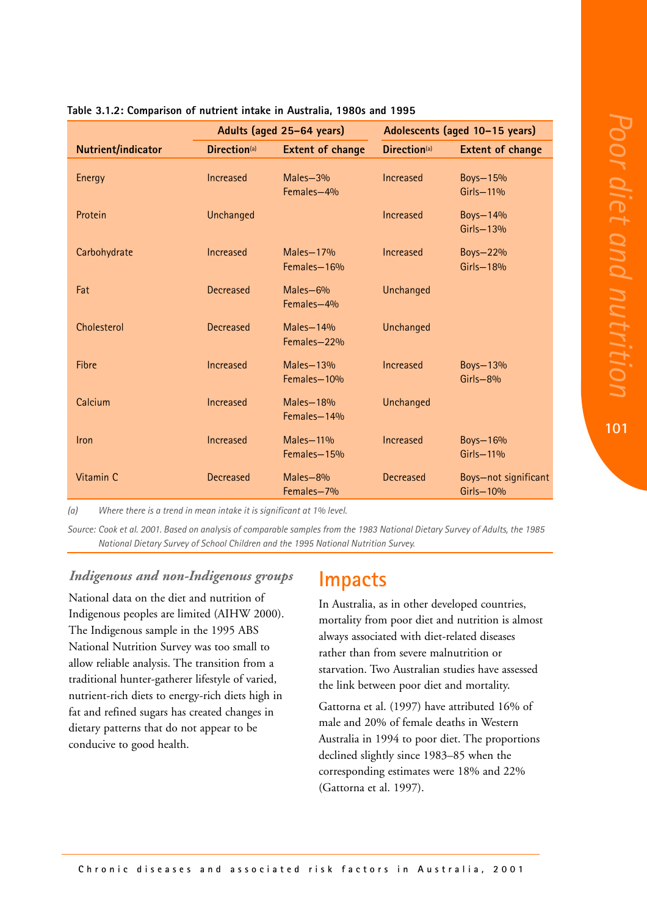**Table 3.1.2: Comparison of nutrient intake in Australia, 1980s and 1995**

| | Adults (aged 25–64 years) | | Adolescents (aged 10–15 years) | |
|---|---|---|---|---|
| Nutrient/indicator | Direction[(a)] | Extent of change | Direction[(a)] | Extent of change |
| Energy | Increased | Males—3%<br>Females—4% | Increased | Boys—15%<br>Girls—11% |
| Protein | Unchanged | | Increased | Boys—14%<br>Girls—13% |
| Carbohydrate | Increased | Males—17%<br>Females—16% | Increased | Boys—22%<br>Girls—18% |
| Fat | Decreased | Males—6%<br>Females—4% | Unchanged | |
| Cholesterol | Decreased | Males—14%<br>Females—22% | Unchanged | |
| Fibre | Increased | Males—13%<br>Females—10% | Increased | Boys—13%<br>Girls—8% |
| Calcium | Increased | Males—18%<br>Females—14% | Unchanged | |
| Iron | Increased | Males—11%<br>Females—15% | Increased | Boys—16%<br>Girls—11% |
| Vitamin C | Decreased | Males—8%<br>Females—7% | Decreased | Boys—not significant<br>Girls—10% |

*(a) Where there is a trend in mean intake it is significant at 1% level.*

*Source: Cook et al. 2001. Based on analysis of comparable samples from the 1983 National Dietary Survey of Adults, the 1985 National Dietary Survey of School Children and the 1995 National Nutrition Survey.*

### *Indigenous and non-Indigenous groups*

National data on the diet and nutrition of Indigenous peoples are limited (AIHW 2000). The Indigenous sample in the 1995 ABS National Nutrition Survey was too small to allow reliable analysis. The transition from a traditional hunter-gatherer lifestyle of varied, nutrient-rich diets to energy-rich diets high in fat and refined sugars has created changes in dietary patterns that do not appear to be conducive to good health.

## Impacts

In Australia, as in other developed countries, mortality from poor diet and nutrition is almost always associated with diet-related diseases rather than from severe malnutrition or starvation. Two Australian studies have assessed the link between poor diet and mortality.

Gattorna et al. (1997) have attributed 16% of male and 20% of female deaths in Western Australia in 1994 to poor diet. The proportions declined slightly since 1983–85 when the corresponding estimates were 18% and 22% (Gattorna et al. 1997).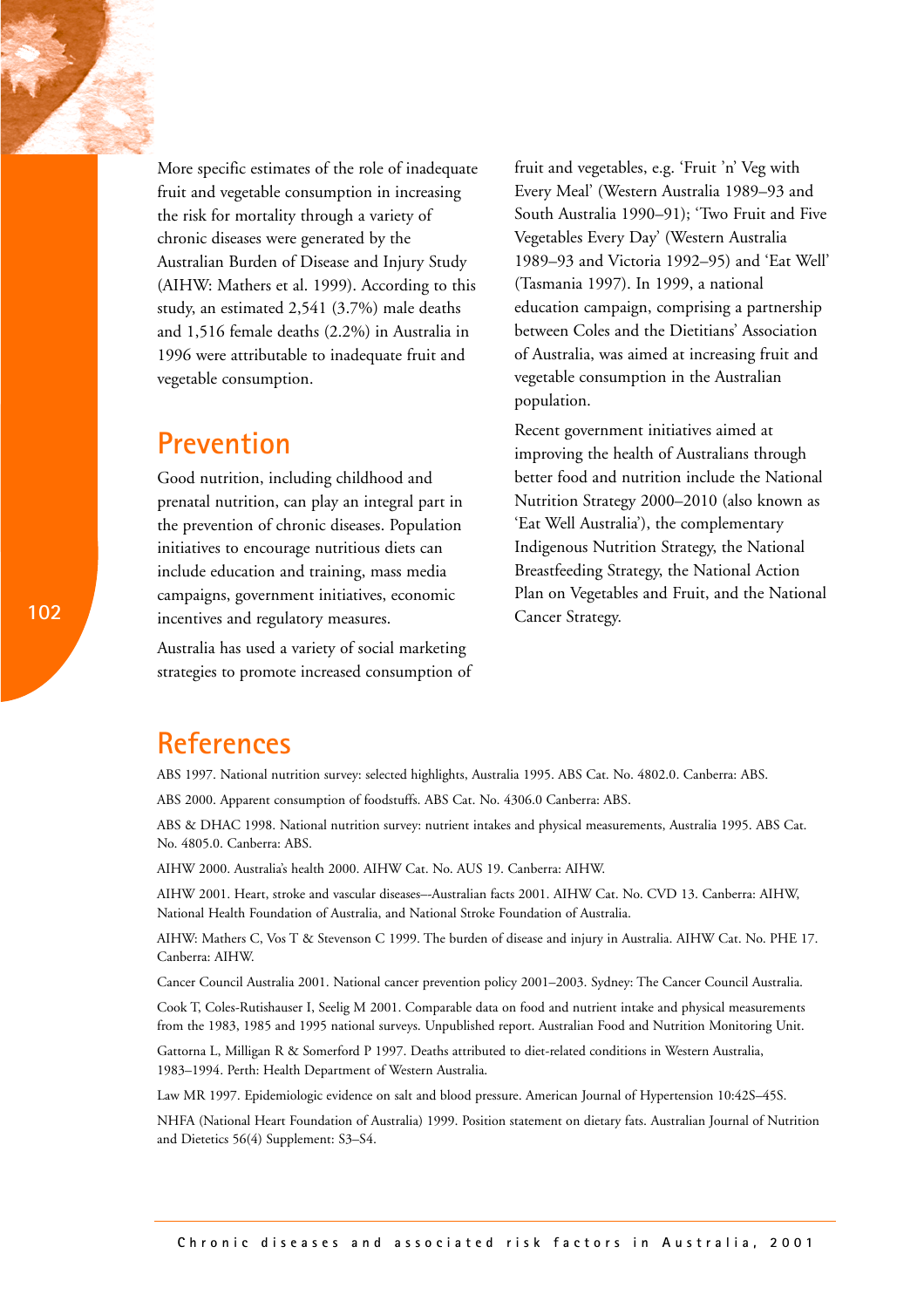More specific estimates of the role of inadequate fruit and vegetable consumption in increasing the risk for mortality through a variety of chronic diseases were generated by the Australian Burden of Disease and Injury Study (AIHW: Mathers et al. 1999). According to this study, an estimated 2,541 (3.7%) male deaths and 1,516 female deaths (2.2%) in Australia in 1996 were attributable to inadequate fruit and vegetable consumption.

## Prevention

Good nutrition, including childhood and prenatal nutrition, can play an integral part in the prevention of chronic diseases. Population initiatives to encourage nutritious diets can include education and training, mass media campaigns, government initiatives, economic incentives and regulatory measures.

Australia has used a variety of social marketing strategies to promote increased consumption of fruit and vegetables, e.g. 'Fruit 'n' Veg with Every Meal' (Western Australia 1989–93 and South Australia 1990–91); 'Two Fruit and Five Vegetables Every Day' (Western Australia 1989–93 and Victoria 1992–95) and 'Eat Well' (Tasmania 1997). In 1999, a national education campaign, comprising a partnership between Coles and the Dietitians' Association of Australia, was aimed at increasing fruit and vegetable consumption in the Australian population.

Recent government initiatives aimed at improving the health of Australians through better food and nutrition include the National Nutrition Strategy 2000–2010 (also known as 'Eat Well Australia'), the complementary Indigenous Nutrition Strategy, the National Breastfeeding Strategy, the National Action Plan on Vegetables and Fruit, and the National Cancer Strategy.

## References

ABS 1997. National nutrition survey: selected highlights, Australia 1995. ABS Cat. No. 4802.0. Canberra: ABS.

ABS 2000. Apparent consumption of foodstuffs. ABS Cat. No. 4306.0 Canberra: ABS.

ABS & DHAC 1998. National nutrition survey: nutrient intakes and physical measurements, Australia 1995. ABS Cat. No. 4805.0. Canberra: ABS.

AIHW 2000. Australia's health 2000. AIHW Cat. No. AUS 19. Canberra: AIHW.

AIHW 2001. Heart, stroke and vascular diseases—Australian facts 2001. AIHW Cat. No. CVD 13. Canberra: AIHW, National Health Foundation of Australia, and National Stroke Foundation of Australia.

AIHW: Mathers C, Vos T & Stevenson C 1999. The burden of disease and injury in Australia. AIHW Cat. No. PHE 17. Canberra: AIHW.

Cancer Council Australia 2001. National cancer prevention policy 2001–2003. Sydney: The Cancer Council Australia.

Cook T, Coles-Rutishauser I, Seelig M 2001. Comparable data on food and nutrient intake and physical measurements from the 1983, 1985 and 1995 national surveys. Unpublished report. Australian Food and Nutrition Monitoring Unit.

Gattorna L, Milligan R & Somerford P 1997. Deaths attributed to diet-related conditions in Western Australia, 1983–1994. Perth: Health Department of Western Australia.

Law MR 1997. Epidemiologic evidence on salt and blood pressure. American Journal of Hypertension 10:42S–45S.

NHFA (National Heart Foundation of Australia) 1999. Position statement on dietary fats. Australian Journal of Nutrition and Dietetics 56(4) Supplement: S3–S4.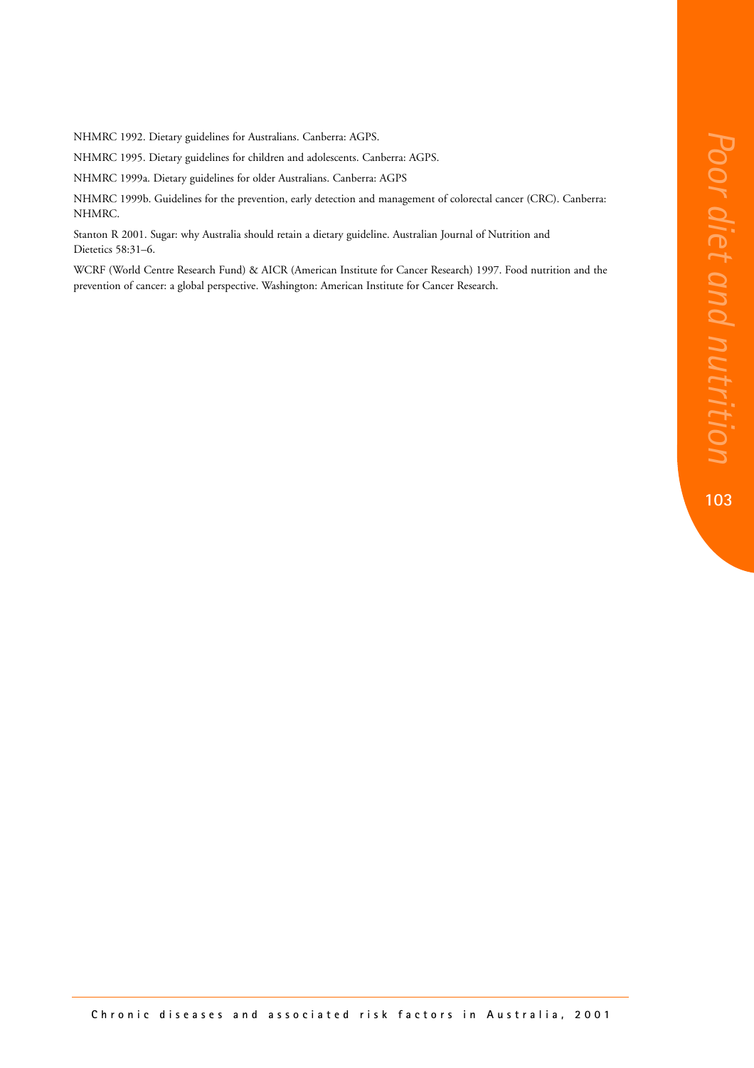NHMRC 1992. Dietary guidelines for Australians. Canberra: AGPS.

NHMRC 1995. Dietary guidelines for children and adolescents. Canberra: AGPS.

NHMRC 1999a. Dietary guidelines for older Australians. Canberra: AGPS

NHMRC 1999b. Guidelines for the prevention, early detection and management of colorectal cancer (CRC). Canberra: NHMRC.

Stanton R 2001. Sugar: why Australia should retain a dietary guideline. Australian Journal of Nutrition and Dietetics 58:31–6.

WCRF (World Centre Research Fund) & AICR (American Institute for Cancer Research) 1997. Food nutrition and the prevention of cancer: a global perspective. Washington: American Institute for Cancer Research.